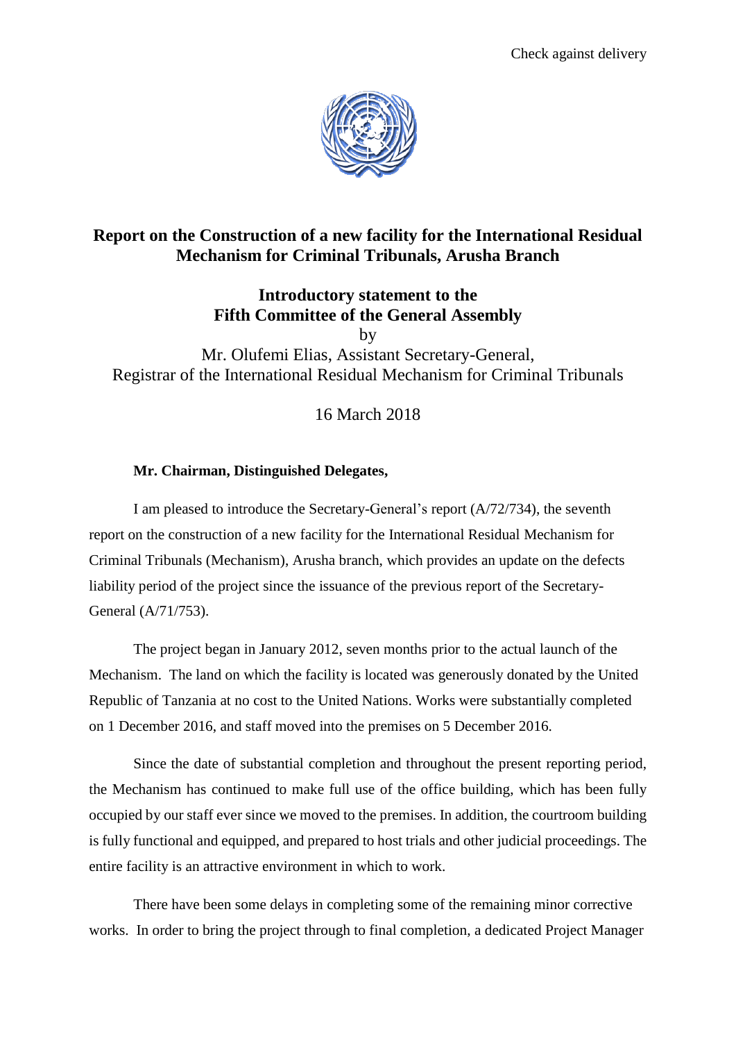Check against delivery

# Report on the Construction of a new facility for the International Residual Mechanism for Criminal Tribunals, Arusha Branch

## Introductory statement to the Fifth Committee of the General Assembly

by

Mr. Olufemi Elias, Assistant Secretary-General,
Registrar of the International Residual Mechanism for Criminal Tribunals

16 March 2018

**Mr. Chairman, Distinguished Delegates,**

I am pleased to introduce the Secretary-General's report (A/72/734), the seventh report on the construction of a new facility for the International Residual Mechanism for Criminal Tribunals (Mechanism), Arusha branch, which provides an update on the defects liability period of the project since the issuance of the previous report of the Secretary-General (A/71/753).

The project began in January 2012, seven months prior to the actual launch of the Mechanism. The land on which the facility is located was generously donated by the United Republic of Tanzania at no cost to the United Nations. Works were substantially completed on 1 December 2016, and staff moved into the premises on 5 December 2016.

Since the date of substantial completion and throughout the present reporting period, the Mechanism has continued to make full use of the office building, which has been fully occupied by our staff ever since we moved to the premises. In addition, the courtroom building is fully functional and equipped, and prepared to host trials and other judicial proceedings. The entire facility is an attractive environment in which to work.

There have been some delays in completing some of the remaining minor corrective works. In order to bring the project through to final completion, a dedicated Project Manager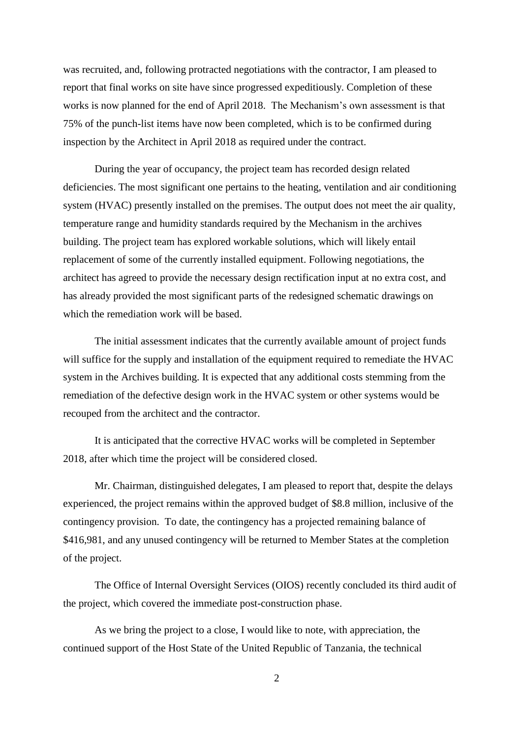was recruited, and, following protracted negotiations with the contractor, I am pleased to report that final works on site have since progressed expeditiously. Completion of these works is now planned for the end of April 2018. The Mechanism's own assessment is that 75% of the punch-list items have now been completed, which is to be confirmed during inspection by the Architect in April 2018 as required under the contract.

During the year of occupancy, the project team has recorded design related deficiencies. The most significant one pertains to the heating, ventilation and air conditioning system (HVAC) presently installed on the premises. The output does not meet the air quality, temperature range and humidity standards required by the Mechanism in the archives building. The project team has explored workable solutions, which will likely entail replacement of some of the currently installed equipment. Following negotiations, the architect has agreed to provide the necessary design rectification input at no extra cost, and has already provided the most significant parts of the redesigned schematic drawings on which the remediation work will be based.

The initial assessment indicates that the currently available amount of project funds will suffice for the supply and installation of the equipment required to remediate the HVAC system in the Archives building. It is expected that any additional costs stemming from the remediation of the defective design work in the HVAC system or other systems would be recouped from the architect and the contractor.

It is anticipated that the corrective HVAC works will be completed in September 2018, after which time the project will be considered closed.

Mr. Chairman, distinguished delegates, I am pleased to report that, despite the delays experienced, the project remains within the approved budget of $8.8 million, inclusive of the contingency provision. To date, the contingency has a projected remaining balance of $416,981, and any unused contingency will be returned to Member States at the completion of the project.

The Office of Internal Oversight Services (OIOS) recently concluded its third audit of the project, which covered the immediate post-construction phase.

As we bring the project to a close, I would like to note, with appreciation, the continued support of the Host State of the United Republic of Tanzania, the technical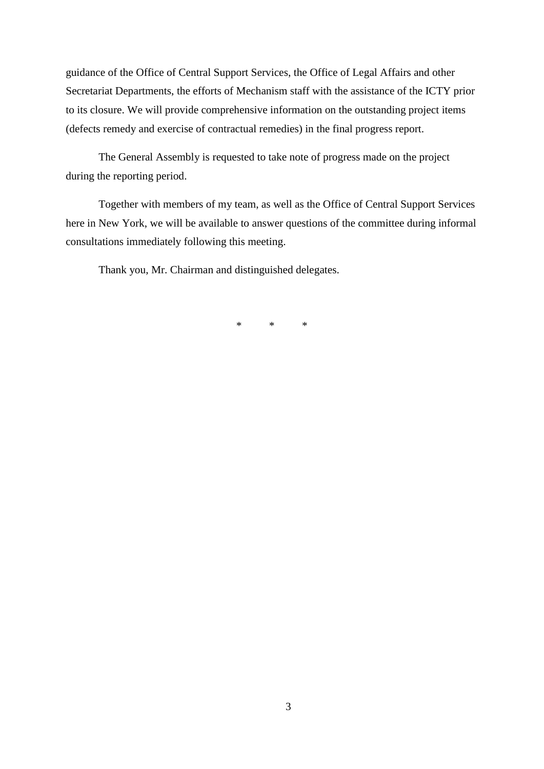guidance of the Office of Central Support Services, the Office of Legal Affairs and other Secretariat Departments, the efforts of Mechanism staff with the assistance of the ICTY prior to its closure. We will provide comprehensive information on the outstanding project items (defects remedy and exercise of contractual remedies) in the final progress report.

The General Assembly is requested to take note of progress made on the project during the reporting period.

Together with members of my team, as well as the Office of Central Support Services here in New York, we will be available to answer questions of the committee during informal consultations immediately following this meeting.

Thank you, Mr. Chairman and distinguished delegates.

\* \* \*